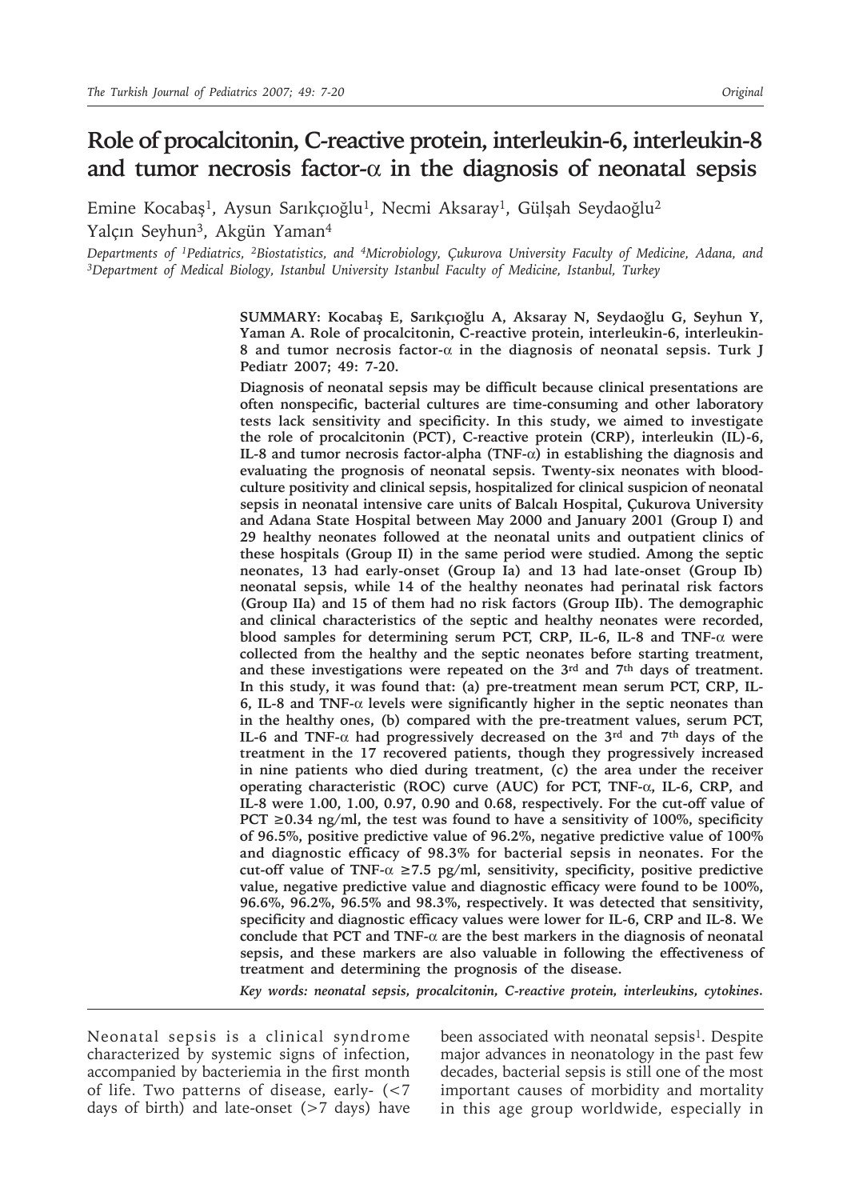# Role of procalcitonin, C-reactive protein, interleukin-6, interleukin-8 and tumor necrosis factor-α in the diagnosis of neonatal sepsis

Emine Kocabaş[1], Aysun Sarıkçıoğlu[1], Necmi Aksaray[1], Gülşah Seydaoğlu[2] Yalçın Seyhun[3], Akgün Yaman[4]

*Departments of [1]Pediatrics, [2]Biostatistics, and [4]Microbiology, Çukurova University Faculty of Medicine, Adana, and [3]Department of Medical Biology, Istanbul University Istanbul Faculty of Medicine, Istanbul, Turkey*

**SUMMARY: Kocabaş E, Sarıkçıoğlu A, Aksaray N, Seydaoğlu G, Seyhun Y, Yaman A. Role of procalcitonin, C-reactive protein, interleukin-6, interleukin-8 and tumor necrosis factor-α in the diagnosis of neonatal sepsis. Turk J Pediatr 2007; 49: 7-20.**

**Diagnosis of neonatal sepsis may be difficult because clinical presentations are often nonspecific, bacterial cultures are time-consuming and other laboratory tests lack sensitivity and specificity. In this study, we aimed to investigate the role of procalcitonin (PCT), C-reactive protein (CRP), interleukin (IL)-6, IL-8 and tumor necrosis factor-alpha (TNF-α) in establishing the diagnosis and evaluating the prognosis of neonatal sepsis. Twenty-six neonates with blood-culture positivity and clinical sepsis, hospitalized for clinical suspicion of neonatal sepsis in neonatal intensive care units of Balcalı Hospital, Çukurova University and Adana State Hospital between May 2000 and January 2001 (Group I) and 29 healthy neonates followed at the neonatal units and outpatient clinics of these hospitals (Group II) in the same period were studied. Among the septic neonates, 13 had early-onset (Group Ia) and 13 had late-onset (Group Ib) neonatal sepsis, while 14 of the healthy neonates had perinatal risk factors (Group IIa) and 15 of them had no risk factors (Group IIb). The demographic and clinical characteristics of the septic and healthy neonates were recorded, blood samples for determining serum PCT, CRP, IL-6, IL-8 and TNF-α were collected from the healthy and the septic neonates before starting treatment, and these investigations were repeated on the 3rd and 7th days of treatment. In this study, it was found that: (a) pre-treatment mean serum PCT, CRP, IL-6, IL-8 and TNF-α levels were significantly higher in the septic neonates than in the healthy ones, (b) compared with the pre-treatment values, serum PCT, IL-6 and TNF-α had progressively decreased on the 3rd and 7th days of the treatment in the 17 recovered patients, though they progressively increased in nine patients who died during treatment, (c) the area under the receiver operating characteristic (ROC) curve (AUC) for PCT, TNF-α, IL-6, CRP, and IL-8 were 1.00, 1.00, 0.97, 0.90 and 0.68, respectively. For the cut-off value of PCT ≥0.34 ng/ml, the test was found to have a sensitivity of 100%, specificity of 96.5%, positive predictive value of 96.2%, negative predictive value of 100% and diagnostic efficacy of 98.3% for bacterial sepsis in neonates. For the cut-off value of TNF-α ≥7.5 pg/ml, sensitivity, specificity, positive predictive value, negative predictive value and diagnostic efficacy were found to be 100%, 96.6%, 96.2%, 96.5% and 98.3%, respectively. It was detected that sensitivity, specificity and diagnostic efficacy values were lower for IL-6, CRP and IL-8. We conclude that PCT and TNF-α are the best markers in the diagnosis of neonatal sepsis, and these markers are also valuable in following the effectiveness of treatment and determining the prognosis of the disease.**

***Key words:** neonatal sepsis, procalcitonin, C-reactive protein, interleukins, cytokines.*

Neonatal sepsis is a clinical syndrome characterized by systemic signs of infection, accompanied by bacteriemia in the first month of life. Two patterns of disease, early- (<7 days of birth) and late-onset (>7 days) have been associated with neonatal sepsis[1]. Despite major advances in neonatology in the past few decades, bacterial sepsis is still one of the most important causes of morbidity and mortality in this age group worldwide, especially in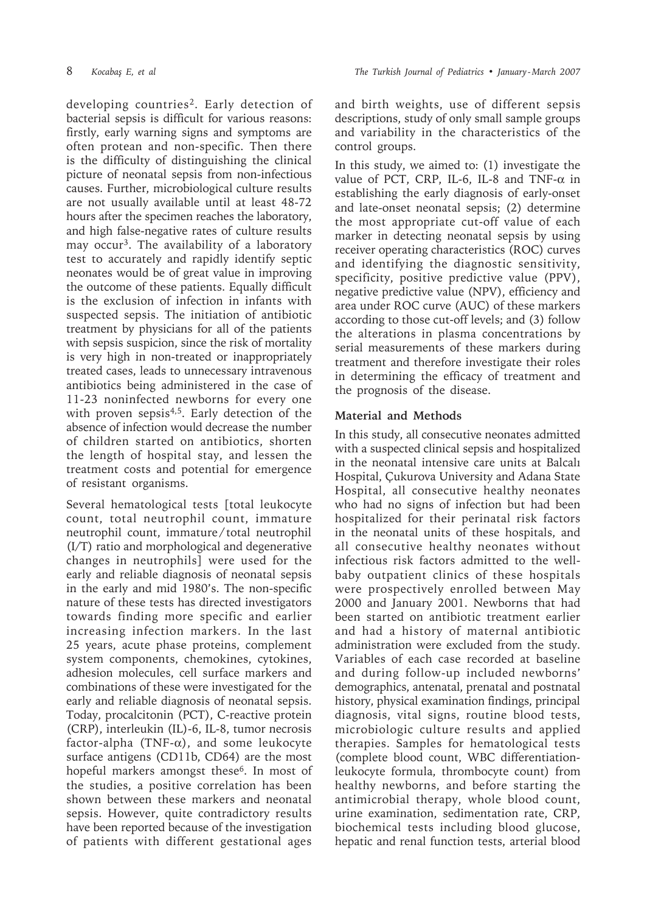developing countries[2]. Early detection of bacterial sepsis is difficult for various reasons: firstly, early warning signs and symptoms are often protean and non-specific. Then there is the difficulty of distinguishing the clinical picture of neonatal sepsis from non-infectious causes. Further, microbiological culture results are not usually available until at least 48-72 hours after the specimen reaches the laboratory, and high false-negative rates of culture results may occur[3]. The availability of a laboratory test to accurately and rapidly identify septic neonates would be of great value in improving the outcome of these patients. Equally difficult is the exclusion of infection in infants with suspected sepsis. The initiation of antibiotic treatment by physicians for all of the patients with sepsis suspicion, since the risk of mortality is very high in non-treated or inappropriately treated cases, leads to unnecessary intravenous antibiotics being administered in the case of 11-23 noninfected newborns for every one with proven sepsis[4,5]. Early detection of the absence of infection would decrease the number of children started on antibiotics, shorten the length of hospital stay, and lessen the treatment costs and potential for emergence of resistant organisms.

Several hematological tests [total leukocyte count, total neutrophil count, immature neutrophil count, immature/total neutrophil (I/T) ratio and morphological and degenerative changes in neutrophils] were used for the early and reliable diagnosis of neonatal sepsis in the early and mid 1980's. The non-specific nature of these tests has directed investigators towards finding more specific and earlier increasing infection markers. In the last 25 years, acute phase proteins, complement system components, chemokines, cytokines, adhesion molecules, cell surface markers and combinations of these were investigated for the early and reliable diagnosis of neonatal sepsis. Today, procalcitonin (PCT), C-reactive protein (CRP), interleukin (IL)-6, IL-8, tumor necrosis factor-alpha (TNF-$\alpha$), and some leukocyte surface antigens (CD11b, CD64) are the most hopeful markers amongst these[6]. In most of the studies, a positive correlation has been shown between these markers and neonatal sepsis. However, quite contradictory results have been reported because of the investigation of patients with different gestational ages and birth weights, use of different sepsis descriptions, study of only small sample groups and variability in the characteristics of the control groups.

In this study, we aimed to: (1) investigate the value of PCT, CRP, IL-6, IL-8 and TNF-$\alpha$ in establishing the early diagnosis of early-onset and late-onset neonatal sepsis; (2) determine the most appropriate cut-off value of each marker in detecting neonatal sepsis by using receiver operating characteristics (ROC) curves and identifying the diagnostic sensitivity, specificity, positive predictive value (PPV), negative predictive value (NPV), efficiency and area under ROC curve (AUC) of these markers according to those cut-off levels; and (3) follow the alterations in plasma concentrations by serial measurements of these markers during treatment and therefore investigate their roles in determining the efficacy of treatment and the prognosis of the disease.

## Material and Methods

In this study, all consecutive neonates admitted with a suspected clinical sepsis and hospitalized in the neonatal intensive care units at Balcalı Hospital, Çukurova University and Adana State Hospital, all consecutive healthy neonates who had no signs of infection but had been hospitalized for their perinatal risk factors in the neonatal units of these hospitals, and all consecutive healthy neonates without infectious risk factors admitted to the well-baby outpatient clinics of these hospitals were prospectively enrolled between May 2000 and January 2001. Newborns that had been started on antibiotic treatment earlier and had a history of maternal antibiotic administration were excluded from the study. Variables of each case recorded at baseline and during follow-up included newborns' demographics, antenatal, prenatal and postnatal history, physical examination findings, principal diagnosis, vital signs, routine blood tests, microbiologic culture results and applied therapies. Samples for hematological tests (complete blood count, WBC differentiation-leukocyte formula, thrombocyte count) from healthy newborns, and before starting the antimicrobial therapy, whole blood count, urine examination, sedimentation rate, CRP, biochemical tests including blood glucose, hepatic and renal function tests, arterial blood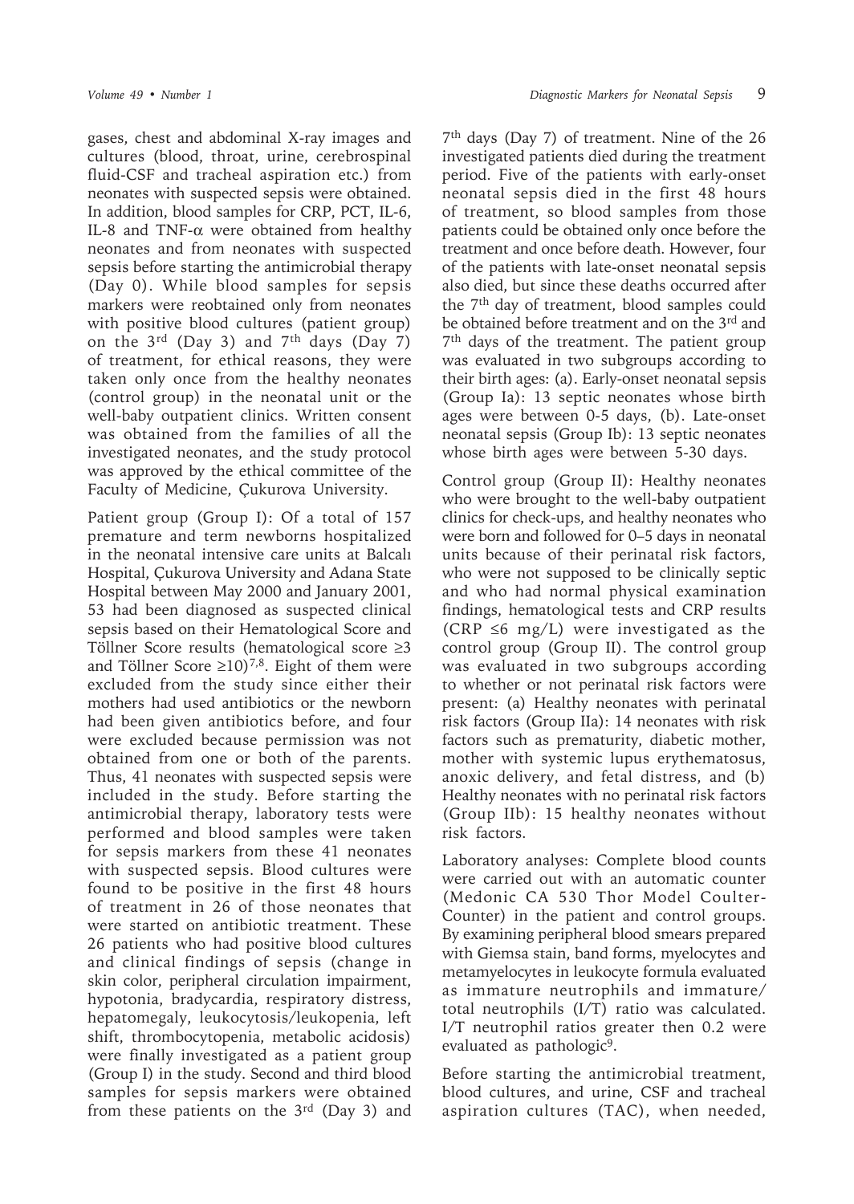gases, chest and abdominal X-ray images and cultures (blood, throat, urine, cerebrospinal fluid-CSF and tracheal aspiration etc.) from neonates with suspected sepsis were obtained. In addition, blood samples for CRP, PCT, IL-6, IL-8 and TNF-α were obtained from healthy neonates and from neonates with suspected sepsis before starting the antimicrobial therapy (Day 0). While blood samples for sepsis markers were reobtained only from neonates with positive blood cultures (patient group) on the 3rd (Day 3) and 7th days (Day 7) of treatment, for ethical reasons, they were taken only once from the healthy neonates (control group) in the neonatal unit or the well-baby outpatient clinics. Written consent was obtained from the families of all the investigated neonates, and the study protocol was approved by the ethical committee of the Faculty of Medicine, Çukurova University.

Patient group (Group I): Of a total of 157 premature and term newborns hospitalized in the neonatal intensive care units at Balcalı Hospital, Çukurova University and Adana State Hospital between May 2000 and January 2001, 53 had been diagnosed as suspected clinical sepsis based on their Hematological Score and Töllner Score results (hematological score ≥3 and Töllner Score ≥10)[7,8]. Eight of them were excluded from the study since either their mothers had used antibiotics or the newborn had been given antibiotics before, and four were excluded because permission was not obtained from one or both of the parents. Thus, 41 neonates with suspected sepsis were included in the study. Before starting the antimicrobial therapy, laboratory tests were performed and blood samples were taken for sepsis markers from these 41 neonates with suspected sepsis. Blood cultures were found to be positive in the first 48 hours of treatment in 26 of those neonates that were started on antibiotic treatment. These 26 patients who had positive blood cultures and clinical findings of sepsis (change in skin color, peripheral circulation impairment, hypotonia, bradycardia, respiratory distress, hepatomegaly, leukocytosis/leukopenia, left shift, thrombocytopenia, metabolic acidosis) were finally investigated as a patient group (Group I) in the study. Second and third blood samples for sepsis markers were obtained from these patients on the 3rd (Day 3) and 7th days (Day 7) of treatment. Nine of the 26 investigated patients died during the treatment period. Five of the patients with early-onset neonatal sepsis died in the first 48 hours of treatment, so blood samples from those patients could be obtained only once before the treatment and once before death. However, four of the patients with late-onset neonatal sepsis also died, but since these deaths occurred after the 7th day of treatment, blood samples could be obtained before treatment and on the 3rd and 7th days of the treatment. The patient group was evaluated in two subgroups according to their birth ages: (a). Early-onset neonatal sepsis (Group Ia): 13 septic neonates whose birth ages were between 0-5 days, (b). Late-onset neonatal sepsis (Group Ib): 13 septic neonates whose birth ages were between 5-30 days.

Control group (Group II): Healthy neonates who were brought to the well-baby outpatient clinics for check-ups, and healthy neonates who were born and followed for 0–5 days in neonatal units because of their perinatal risk factors, who were not supposed to be clinically septic and who had normal physical examination findings, hematological tests and CRP results (CRP ≤6 mg/L) were investigated as the control group (Group II). The control group was evaluated in two subgroups according to whether or not perinatal risk factors were present: (a) Healthy neonates with perinatal risk factors (Group IIa): 14 neonates with risk factors such as prematurity, diabetic mother, mother with systemic lupus erythematosus, anoxic delivery, and fetal distress, and (b) Healthy neonates with no perinatal risk factors (Group IIb): 15 healthy neonates without risk factors.

Laboratory analyses: Complete blood counts were carried out with an automatic counter (Medonic CA 530 Thor Model Coulter-Counter) in the patient and control groups. By examining peripheral blood smears prepared with Giemsa stain, band forms, myelocytes and metamyelocytes in leukocyte formula evaluated as immature neutrophils and immature/total neutrophils (I/T) ratio was calculated. I/T neutrophil ratios greater then 0.2 were evaluated as pathologic[9].

Before starting the antimicrobial treatment, blood cultures, and urine, CSF and tracheal aspiration cultures (TAC), when needed,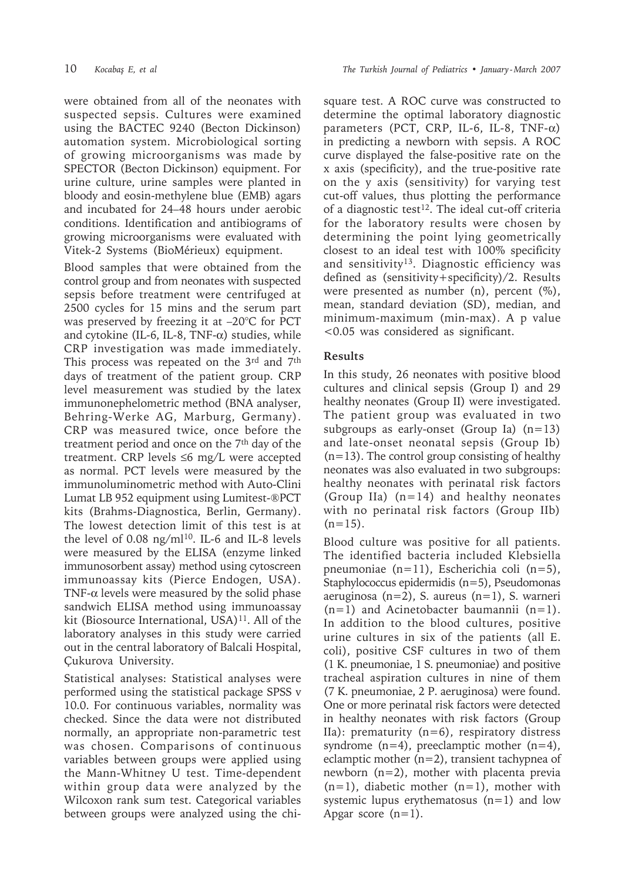were obtained from all of the neonates with suspected sepsis. Cultures were examined using the BACTEC 9240 (Becton Dickinson) automation system. Microbiological sorting of growing microorganisms was made by SPECTOR (Becton Dickinson) equipment. For urine culture, urine samples were planted in bloody and eosin-methylene blue (EMB) agars and incubated for 24–48 hours under aerobic conditions. Identification and antibiograms of growing microorganisms were evaluated with Vitek-2 Systems (BioMérieux) equipment.

Blood samples that were obtained from the control group and from neonates with suspected sepsis before treatment were centrifuged at 2500 cycles for 15 mins and the serum part was preserved by freezing it at –20°C for PCT and cytokine (IL-6, IL-8, TNF-$\alpha$) studies, while CRP investigation was made immediately. This process was repeated on the 3rd and 7th days of treatment of the patient group. CRP level measurement was studied by the latex immunonephelometric method (BNA analyser, Behring-Werke AG, Marburg, Germany). CRP was measured twice, once before the treatment period and once on the 7th day of the treatment. CRP levels ≤6 mg/L were accepted as normal. PCT levels were measured by the immunoluminometric method with Auto-Clini Lumat LB 952 equipment using Lumitest-®PCT kits (Brahms-Diagnostica, Berlin, Germany). The lowest detection limit of this test is at the level of 0.08 ng/ml[10]. IL-6 and IL-8 levels were measured by the ELISA (enzyme linked immunosorbent assay) method using cytoscreen immunoassay kits (Pierce Endogen, USA). TNF-$\alpha$ levels were measured by the solid phase sandwich ELISA method using immunoassay kit (Biosource International, USA)[11]. All of the laboratory analyses in this study were carried out in the central laboratory of Balcali Hospital, Çukurova University.

Statistical analyses: Statistical analyses were performed using the statistical package SPSS v 10.0. For continuous variables, normality was checked. Since the data were not distributed normally, an appropriate non-parametric test was chosen. Comparisons of continuous variables between groups were applied using the Mann-Whitney U test. Time-dependent within group data were analyzed by the Wilcoxon rank sum test. Categorical variables between groups were analyzed using the chi-square test. A ROC curve was constructed to determine the optimal laboratory diagnostic parameters (PCT, CRP, IL-6, IL-8, TNF-$\alpha$) in predicting a newborn with sepsis. A ROC curve displayed the false-positive rate on the x axis (specificity), and the true-positive rate on the y axis (sensitivity) for varying test cut-off values, thus plotting the performance of a diagnostic test[12]. The ideal cut-off criteria for the laboratory results were chosen by determining the point lying geometrically closest to an ideal test with 100% specificity and sensitivity[13]. Diagnostic efficiency was defined as (sensitivity+specificity)/2. Results were presented as number (n), percent (%), mean, standard deviation (SD), median, and minimum-maximum (min-max). A p value <0.05 was considered as significant.

## Results

In this study, 26 neonates with positive blood cultures and clinical sepsis (Group I) and 29 healthy neonates (Group II) were investigated. The patient group was evaluated in two subgroups as early-onset (Group Ia) (n=13) and late-onset neonatal sepsis (Group Ib) (n=13). The control group consisting of healthy neonates was also evaluated in two subgroups: healthy neonates with perinatal risk factors (Group IIa) (n=14) and healthy neonates with no perinatal risk factors (Group IIb) (n=15).

Blood culture was positive for all patients. The identified bacteria included Klebsiella pneumoniae (n=11), Escherichia coli (n=5), Staphylococcus epidermidis (n=5), Pseudomonas aeruginosa (n=2), S. aureus (n=1), S. warneri (n=1) and Acinetobacter baumannii (n=1). In addition to the blood cultures, positive urine cultures in six of the patients (all E. coli), positive CSF cultures in two of them (1 K. pneumoniae, 1 S. pneumoniae) and positive tracheal aspiration cultures in nine of them (7 K. pneumoniae, 2 P. aeruginosa) were found. One or more perinatal risk factors were detected in healthy neonates with risk factors (Group IIa): prematurity (n=6), respiratory distress syndrome (n=4), preeclamptic mother (n=4), eclamptic mother (n=2), transient tachypnea of newborn (n=2), mother with placenta previa (n=1), diabetic mother (n=1), mother with systemic lupus erythematosus (n=1) and low Apgar score (n=1).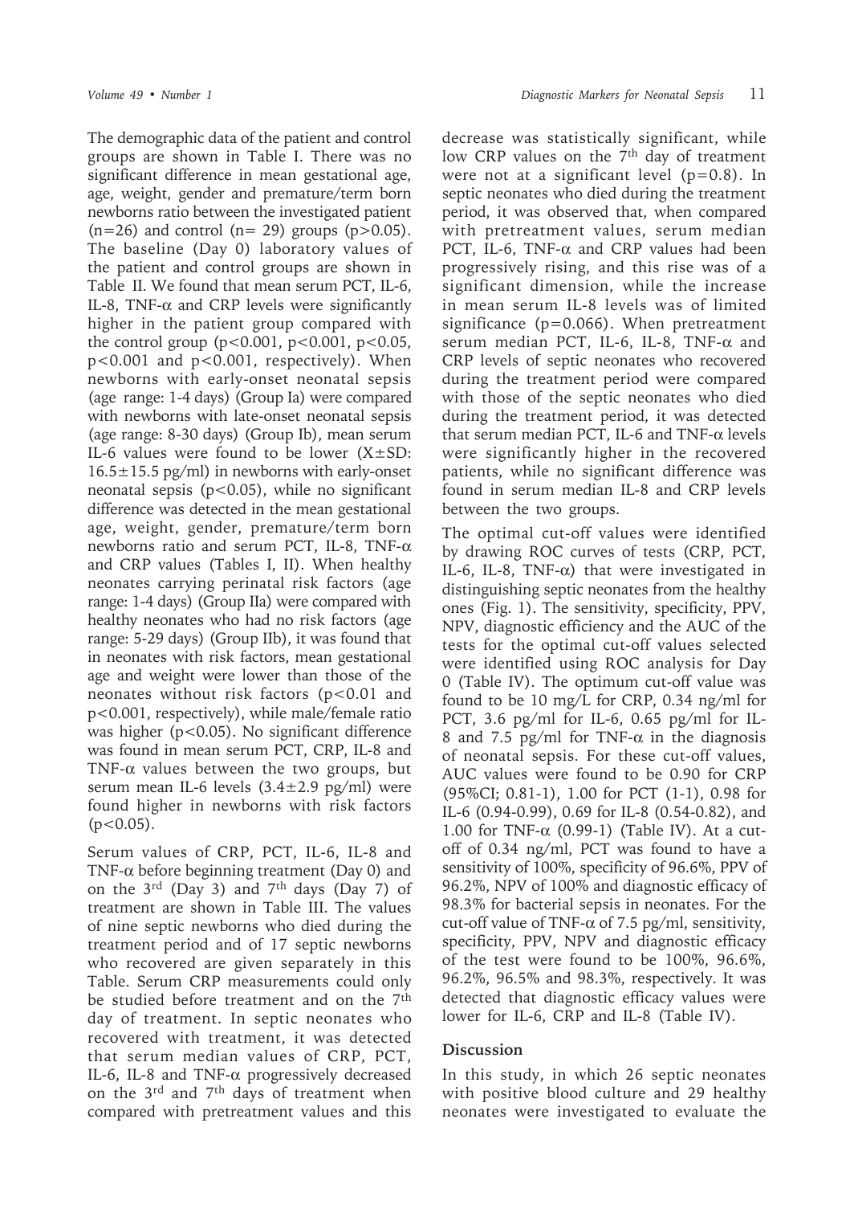The demographic data of the patient and control groups are shown in Table I. There was no significant difference in mean gestational age, age, weight, gender and premature/term born newborns ratio between the investigated patient (n=26) and control (n= 29) groups (p>0.05). The baseline (Day 0) laboratory values of the patient and control groups are shown in Table II. We found that mean serum PCT, IL-6, IL-8, TNF-α and CRP levels were significantly higher in the patient group compared with the control group (p<0.001, p<0.001, p<0.05, p<0.001 and p<0.001, respectively). When newborns with early-onset neonatal sepsis (age range: 1-4 days) (Group Ia) were compared with newborns with late-onset neonatal sepsis (age range: 8-30 days) (Group Ib), mean serum IL-6 values were found to be lower (X±SD: 16.5±15.5 pg/ml) in newborns with early-onset neonatal sepsis (p<0.05), while no significant difference was detected in the mean gestational age, weight, gender, premature/term born newborns ratio and serum PCT, IL-8, TNF-α and CRP values (Tables I, II). When healthy neonates carrying perinatal risk factors (age range: 1-4 days) (Group IIa) were compared with healthy neonates who had no risk factors (age range: 5-29 days) (Group IIb), it was found that in neonates with risk factors, mean gestational age and weight were lower than those of the neonates without risk factors (p<0.01 and p<0.001, respectively), while male/female ratio was higher (p<0.05). No significant difference was found in mean serum PCT, CRP, IL-8 and TNF-α values between the two groups, but serum mean IL-6 levels (3.4±2.9 pg/ml) were found higher in newborns with risk factors (p<0.05).

Serum values of CRP, PCT, IL-6, IL-8 and TNF-α before beginning treatment (Day 0) and on the 3rd (Day 3) and 7th days (Day 7) of treatment are shown in Table III. The values of nine septic newborns who died during the treatment period and of 17 septic newborns who recovered are given separately in this Table. Serum CRP measurements could only be studied before treatment and on the 7th day of treatment. In septic neonates who recovered with treatment, it was detected that serum median values of CRP, PCT, IL-6, IL-8 and TNF-α progressively decreased on the 3rd and 7th days of treatment when compared with pretreatment values and this decrease was statistically significant, while low CRP values on the 7th day of treatment were not at a significant level (p=0.8). In septic neonates who died during the treatment period, it was observed that, when compared with pretreatment values, serum median PCT, IL-6, TNF-α and CRP values had been progressively rising, and this rise was of a significant dimension, while the increase in mean serum IL-8 levels was of limited significance (p=0.066). When pretreatment serum median PCT, IL-6, IL-8, TNF-α and CRP levels of septic neonates who recovered during the treatment period were compared with those of the septic neonates who died during the treatment period, it was detected that serum median PCT, IL-6 and TNF-α levels were significantly higher in the recovered patients, while no significant difference was found in serum median IL-8 and CRP levels between the two groups.

The optimal cut-off values were identified by drawing ROC curves of tests (CRP, PCT, IL-6, IL-8, TNF-α) that were investigated in distinguishing septic neonates from the healthy ones (Fig. 1). The sensitivity, specificity, PPV, NPV, diagnostic efficiency and the AUC of the tests for the optimal cut-off values selected were identified using ROC analysis for Day 0 (Table IV). The optimum cut-off value was found to be 10 mg/L for CRP, 0.34 ng/ml for PCT, 3.6 pg/ml for IL-6, 0.65 pg/ml for IL-8 and 7.5 pg/ml for TNF-α in the diagnosis of neonatal sepsis. For these cut-off values, AUC values were found to be 0.90 for CRP (95%CI; 0.81-1), 1.00 for PCT (1-1), 0.98 for IL-6 (0.94-0.99), 0.69 for IL-8 (0.54-0.82), and 1.00 for TNF-α (0.99-1) (Table IV). At a cut-off of 0.34 ng/ml, PCT was found to have a sensitivity of 100%, specificity of 96.6%, PPV of 96.2%, NPV of 100% and diagnostic efficacy of 98.3% for bacterial sepsis in neonates. For the cut-off value of TNF-α of 7.5 pg/ml, sensitivity, specificity, PPV, NPV and diagnostic efficacy of the test were found to be 100%, 96.6%, 96.2%, 96.5% and 98.3%, respectively. It was detected that diagnostic efficacy values were lower for IL-6, CRP and IL-8 (Table IV).

## Discussion

In this study, in which 26 septic neonates with positive blood culture and 29 healthy neonates were investigated to evaluate the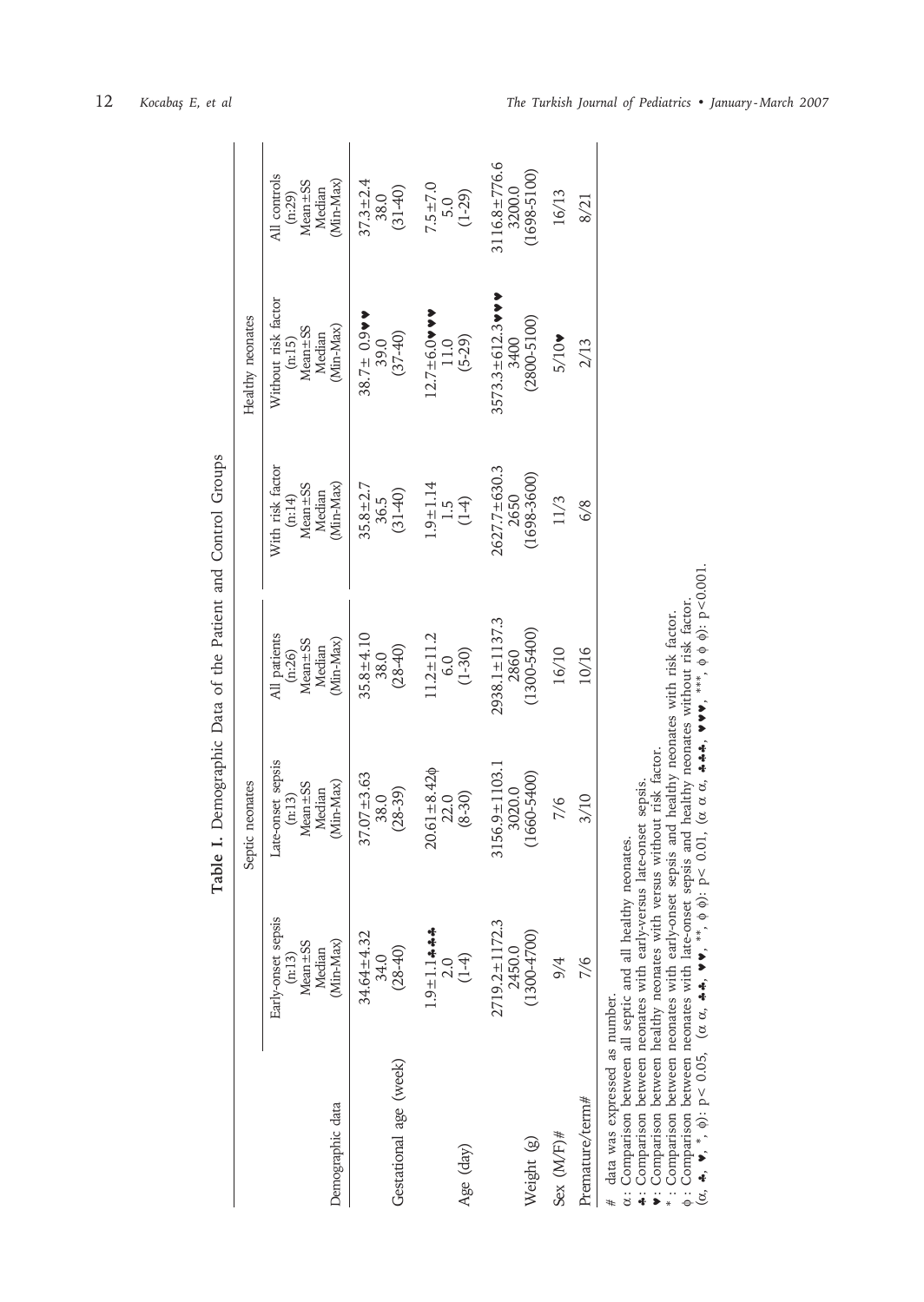**Table I.** Demographic Data of the Patient and Control Groups

| Demographic data | Septic neonates | | | Healthy neonates | | |
|---|---|---|---|---|---|---|
| | Early-onset sepsis (n:13) Mean±SS Median (Min-Max) | Late-onset sepsis (n:13) Mean±SS Median (Min-Max) | All patients (n:26) Mean±SS Median (Min-Max) | With risk factor (n:14) Mean±SS Median (Min-Max) | Without risk factor (n:15) Mean±SS Median (Min-Max) | All controls (n:29) Mean±SS Median (Min-Max) |
| Gestational age (week) | 34.64±4.32 34.0 (28-40) | 37.07±3.63 38.0 (28-39) | 35.8±4.10 38.0 (28-40) | 35.8±2.7 36.5 (31-40) | 38.7± 0.9♥♥ 39.0 (37-40) | 37.3±2.4 38.0 (31-40) |
| Age (day) | 1.9±1.1♣♣♣ 2.0 (1-4) | 20.61±8.42ϕ 22.0 (8-30) | 11.2±11.2 6.0 (1-30) | 1.9±1.14 1.5 (1-4) | 12.7±6.0♥♥♥ 11.0 (5-29) | 7.5±7.0 5.0 (1-29) |
| Weight (g) | 2719.2±1172.3 2450.0 (1300-4700) | 3156.9±1103.1 3020.0 (1660-5400) | 2938.1±1137.3 2860 (1300-5400) | 2627.7±630.3 2650 (1698-3600) | 3573.3±612.3♥♥♥ 3400 (2800-5100) | 3116.8±776.6 3200.0 (1698-5100) |
| Sex (M/F)# | 9/4 | 7/6 | 16/10 | 11/3 | 5/10♥ | 16/13 |
| Premature/term# | 7/6 | 3/10 | 10/16 | 6/8 | 2/13 | 8/21 |

\# data was expressed as number.
α: Comparison between all septic and all healthy neonates.
♣: Comparison between neonates with early-versus late-onset sepsis.
♥: Comparison between healthy neonates with versus without risk factor.
\*: Comparison between neonates with early-onset sepsis and healthy neonates with risk factor.
ϕ: Comparison between neonates with late-onset sepsis and healthy neonates without risk factor.
(α, ♣, ♥, \*, ϕ): $p < 0.05$, (α α, ♣♣, ♥♥, \*\*, ϕ ϕ): $p < 0.01$, (α α α, ♣♣♣, ♥♥♥, \*\*\*, ϕ ϕ ϕ): $p < 0.001$.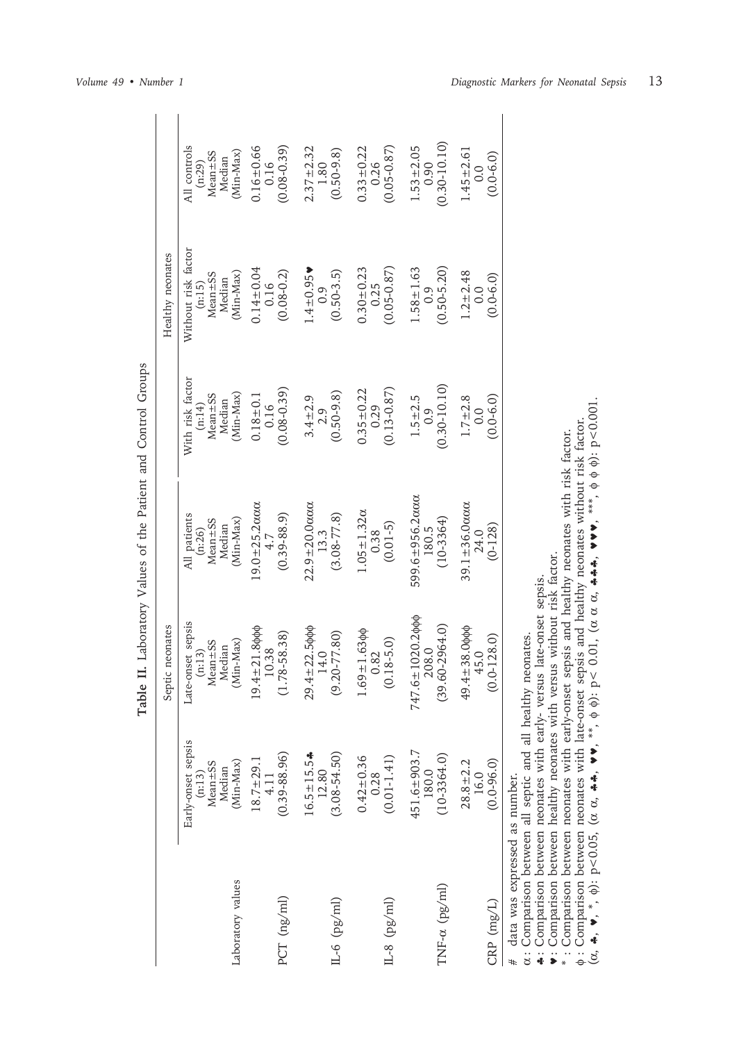**Table II.** Laboratory Values of the Patient and Control Groups

| | Septic neonates | | | Healthy neonates | | |
|---|---|---|---|---|---|---|
| Laboratory values | Early-onset sepsis (n:13) Mean±SS Median (Min-Max) | Late-onset sepsis (n:13) Mean±SS Median (Min-Max) | All patients (n:26) Mean±SS Median (Min-Max) | With risk factor (n:14) Mean±SS Median (Min-Max) | Without risk factor (n:15) Mean±SS Median (Min-Max) | All controls (n:29) Mean±SS Median (Min-Max) |
| PCT (ng/ml) | 18.7±29.1 4.11 (0.39-88.96) | 19.4±21.8ϕϕϕ 10.38 (1.78-58.38) | 19.0±25.2ααα 4.7 (0.39-88.9) | 0.18±0.1 0.16 (0.08-0.39) | 0.14±0.04 0.16 (0.08-0.2) | 0.16±0.66 0.16 (0.08-0.39) |
| IL-6 (pg/ml) | 16.5±15.5♣ 12.80 (3.08-54.50) | 29.4±22.5ϕϕϕ 14.0 (9.20-77.80) | 22.9±20.0ααα 13.3 (3.08-77.8) | 3.4±2.9 2.9 (0.50-9.8) | 1.4±0.95♥ 0.9 (0.50-3.5) | 2.37±2.32 1.80 (0.50-9.8) |
| IL-8 (pg/ml) | 0.42±0.36 0.28 (0.01-1.41) | 1.69±1.63ϕϕ 0.82 (0.18-5.0) | 1.05±1.32α 0.38 (0.01-5) | 0.35±0.22 0.29 (0.13-0.87) | 0.30±0.23 0.25 (0.05-0.87) | 0.33±0.22 0.26 (0.05-0.87) |
| TNF-α (pg/ml) | 451.6±903.7 180.0 (10-3364.0) | 747.6±1020.2ϕϕϕ 208.0 (39.60-2964.0) | 599.6±956.2ααα 180.5 (10-3364) | 1.5±2.5 0.9 (0.30-10.10) | 1.58±1.63 0.9 (0.50-5.20) | 1.53±2.05 0.90 (0.30-10.10) |
| CRP (mg/L) | 28.8±2.2 16.0 (0.0-96.0) | 49.4±38.0ϕϕϕ 45.0 (0.0-128.0) | 39.1±36.0ααα 24.0 (0-128) | 1.7±2.8 0.0 (0.0-6.0) | 1.2±2.48 0.0 (0.0-6.0) | 1.45±2.61 0.0 (0.0-6.0) |

\# data was expressed as number.
α: Comparison between all septic and all healthy neonates.
♣: Comparison between neonates with early- versus late-onset sepsis.
♥: Comparison between healthy neonates with versus without risk factor.
*: Comparison between neonates with early-onset sepsis and healthy neonates with risk factor.
ϕ: Comparison between neonates with late-onset sepsis and healthy neonates without risk factor.
(α, ♣, ♥, *, ϕ): $p<0.05$, (α α, ♣♣, ♥♥, **, ϕ ϕ): $p< 0.01$, (α α α, ♣♣♣, ♥♥♥, ***, ϕ ϕ ϕ): $p<0.001$.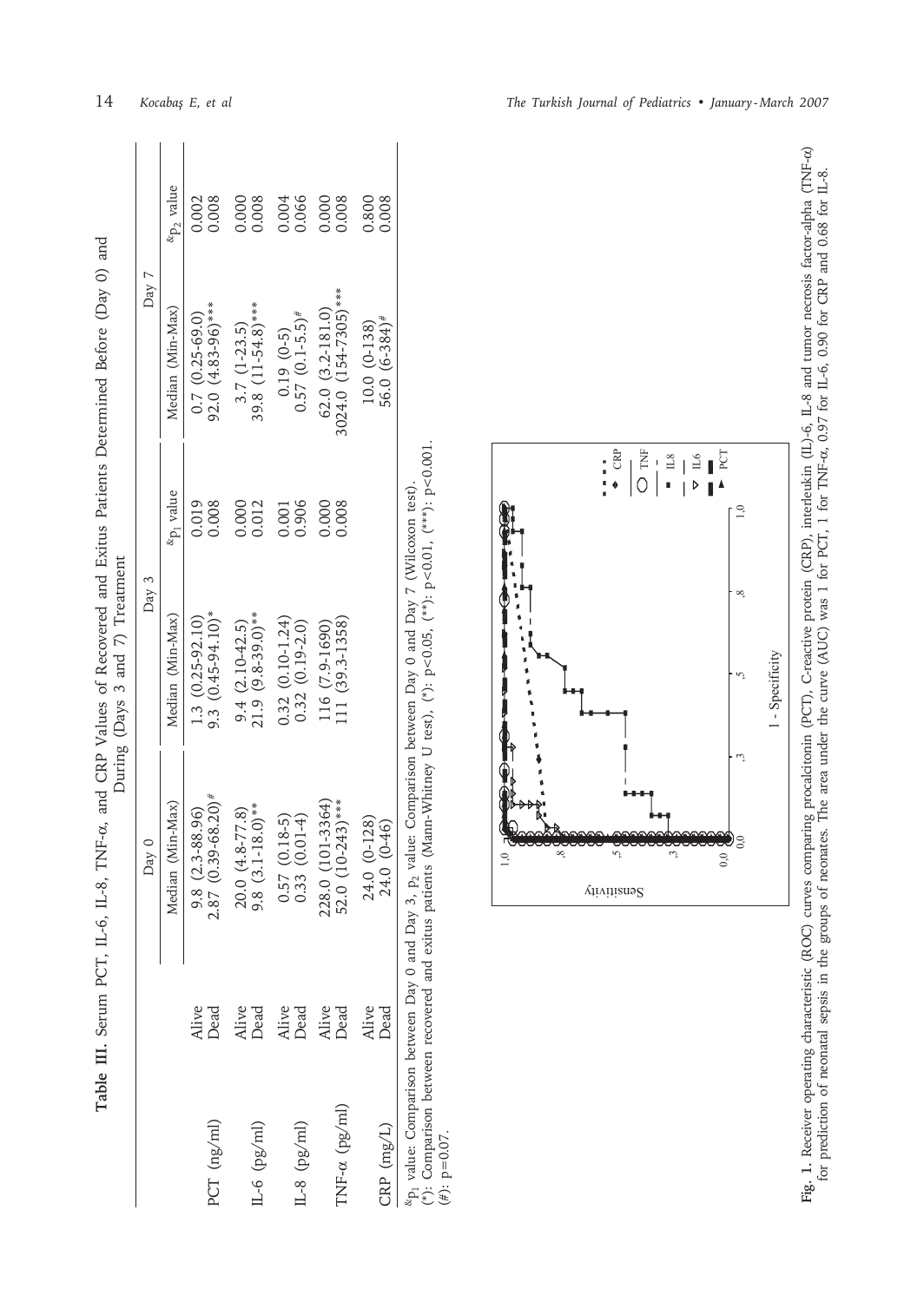**Table III.** Serum PCT, IL-6, IL-8, TNF-α, and CRP Values of Recovered and Exitus Patients Determined Before (Day 0) and During (Days 3 and 7) Treatment

| | | Day 0 | Day 3 | | Day 7 | |
|---|---|---|---|---|---|---|
| | | Median (Min-Max) | Median (Min-Max) | &$p_1$ value | Median (Min-Max) | &$p_2$ value |
| PCT (ng/ml) | Alive | 9.8 (2.3-88.96) | 1.3 (0.25-92.10) | 0.019 | 0.7 (0.25-69.0) | 0.002 |
| | Dead | 2.87 (0.39-68.20)# | 9.3 (0.45-94.10)* | 0.008 | 92.0 (4.83-96)*** | 0.008 |
| IL-6 (pg/ml) | Alive | 20.0 (4.8-77.8) | 9.4 (2.10-42.5) | 0.000 | 3.7 (1-23.5) | 0.000 |
| | Dead | 9.8 (3.1-18.0)** | 21.9 (9.8-39.0)** | 0.012 | 39.8 (11-54.8)*** | 0.008 |
| IL-8 (pg/ml) | Alive | 0.57 (0.18-5) | 0.32 (0.10-1.24) | 0.001 | 0.19 (0-5) | 0.004 |
| | Dead | 0.33 (0.01-4) | 0.32 (0.19-2.0) | 0.906 | 0.57 (0.1-5.5)# | 0.066 |
| TNF-α (pg/ml) | Alive | 228.0 (101-3364) | 116 (7.9-1690) | 0.000 | 62.0 (3.2-181.0) | 0.000 |
| | Dead | 52.0 (10-243)*** | 111 (39.3-1358) | 0.008 | 3024.0 (154-7305)*** | 0.008 |
| CRP (mg/L) | Alive | 24.0 (0-128) | | | 10.0 (0-138) | 0.800 |
| | Dead | 24.0 (0-46) | | | 56.0 (6-384)# | 0.008 |

&$p_1$ value: Comparison between Day 0 and Day 3, $p_2$ value: Comparison between Day 0 and Day 7 (Wilcoxon test).
(*): Comparison between recovered and exitus patients (Mann-Whitney U test), (*): $p<0.05$, (**): $p<0.01$, (***): $p<0.001$.
(#): $p=0.07$.

**Fig. 1.** Receiver operating characteristic (ROC) curves comparing procalcitonin (PCT), C-reactive protein (CRP), interleukin (IL)-6, IL-8 and tumor necrosis factor-alpha (TNF-α) for prediction of neonatal sepsis in the groups of neonates. The area under the curve (AUC) was 1 for PCT, 1 for TNF-α, 0.97 for IL-6, 0.90 for CRP and 0.68 for IL-8.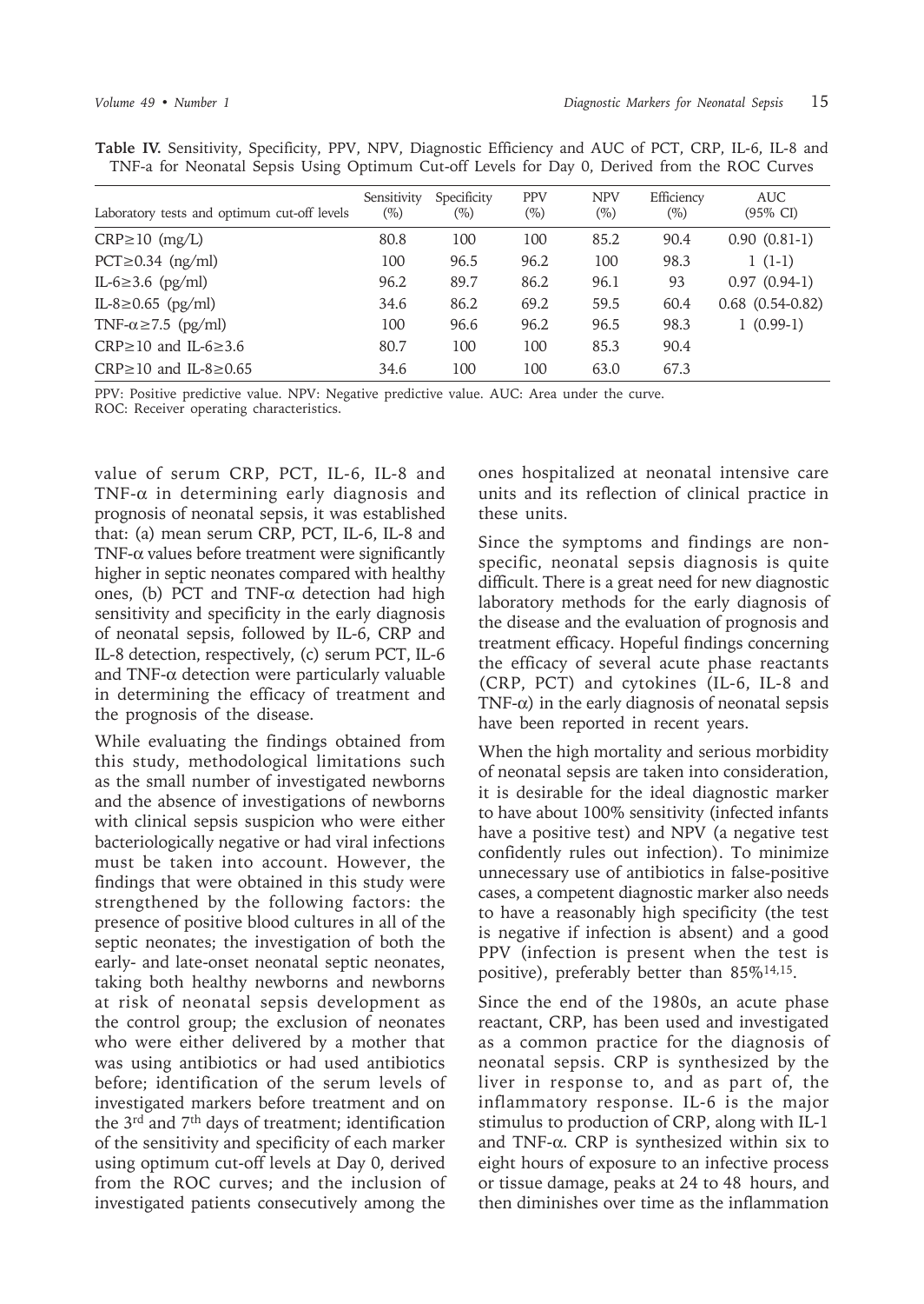**Table IV.** Sensitivity, Specificity, PPV, NPV, Diagnostic Efficiency and AUC of PCT, CRP, IL-6, IL-8 and TNF-a for Neonatal Sepsis Using Optimum Cut-off Levels for Day 0, Derived from the ROC Curves

| Laboratory tests and optimum cut-off levels | Sensitivity (%) | Specificity (%) | PPV (%) | NPV (%) | Efficiency (%) | AUC (95% CI) |
|---|---|---|---|---|---|---|
| CRP≥10 (mg/L) | 80.8 | 100 | 100 | 85.2 | 90.4 | 0.90 (0.81-1) |
| PCT≥0.34 (ng/ml) | 100 | 96.5 | 96.2 | 100 | 98.3 | 1 (1-1) |
| IL-6≥3.6 (pg/ml) | 96.2 | 89.7 | 86.2 | 96.1 | 93 | 0.97 (0.94-1) |
| IL-8≥0.65 (pg/ml) | 34.6 | 86.2 | 69.2 | 59.5 | 60.4 | 0.68 (0.54-0.82) |
| TNF-α≥7.5 (pg/ml) | 100 | 96.6 | 96.2 | 96.5 | 98.3 | 1 (0.99-1) |
| CRP≥10 and IL-6≥3.6 | 80.7 | 100 | 100 | 85.3 | 90.4 | |
| CRP≥10 and IL-8≥0.65 | 34.6 | 100 | 100 | 63.0 | 67.3 | |

PPV: Positive predictive value. NPV: Negative predictive value. AUC: Area under the curve.
ROC: Receiver operating characteristics.

value of serum CRP, PCT, IL-6, IL-8 and TNF-α in determining early diagnosis and prognosis of neonatal sepsis, it was established that: (a) mean serum CRP, PCT, IL-6, IL-8 and TNF-α values before treatment were significantly higher in septic neonates compared with healthy ones, (b) PCT and TNF-α detection had high sensitivity and specificity in the early diagnosis of neonatal sepsis, followed by IL-6, CRP and IL-8 detection, respectively, (c) serum PCT, IL-6 and TNF-α detection were particularly valuable in determining the efficacy of treatment and the prognosis of the disease.

While evaluating the findings obtained from this study, methodological limitations such as the small number of investigated newborns and the absence of investigations of newborns with clinical sepsis suspicion who were either bacteriologically negative or had viral infections must be taken into account. However, the findings that were obtained in this study were strengthened by the following factors: the presence of positive blood cultures in all of the septic neonates; the investigation of both the early- and late-onset neonatal septic neonates, taking both healthy newborns and newborns at risk of neonatal sepsis development as the control group; the exclusion of neonates who were either delivered by a mother that was using antibiotics or had used antibiotics before; identification of the serum levels of investigated markers before treatment and on the 3rd and 7th days of treatment; identification of the sensitivity and specificity of each marker using optimum cut-off levels at Day 0, derived from the ROC curves; and the inclusion of investigated patients consecutively among the ones hospitalized at neonatal intensive care units and its reflection of clinical practice in these units.

Since the symptoms and findings are non-specific, neonatal sepsis diagnosis is quite difficult. There is a great need for new diagnostic laboratory methods for the early diagnosis of the disease and the evaluation of prognosis and treatment efficacy. Hopeful findings concerning the efficacy of several acute phase reactants (CRP, PCT) and cytokines (IL-6, IL-8 and TNF-α) in the early diagnosis of neonatal sepsis have been reported in recent years.

When the high mortality and serious morbidity of neonatal sepsis are taken into consideration, it is desirable for the ideal diagnostic marker to have about 100% sensitivity (infected infants have a positive test) and NPV (a negative test confidently rules out infection). To minimize unnecessary use of antibiotics in false-positive cases, a competent diagnostic marker also needs to have a reasonably high specificity (the test is negative if infection is absent) and a good PPV (infection is present when the test is positive), preferably better than 85%[14,15].

Since the end of the 1980s, an acute phase reactant, CRP, has been used and investigated as a common practice for the diagnosis of neonatal sepsis. CRP is synthesized by the liver in response to, and as part of, the inflammatory response. IL-6 is the major stimulus to production of CRP, along with IL-1 and TNF-α. CRP is synthesized within six to eight hours of exposure to an infective process or tissue damage, peaks at 24 to 48 hours, and then diminishes over time as the inflammation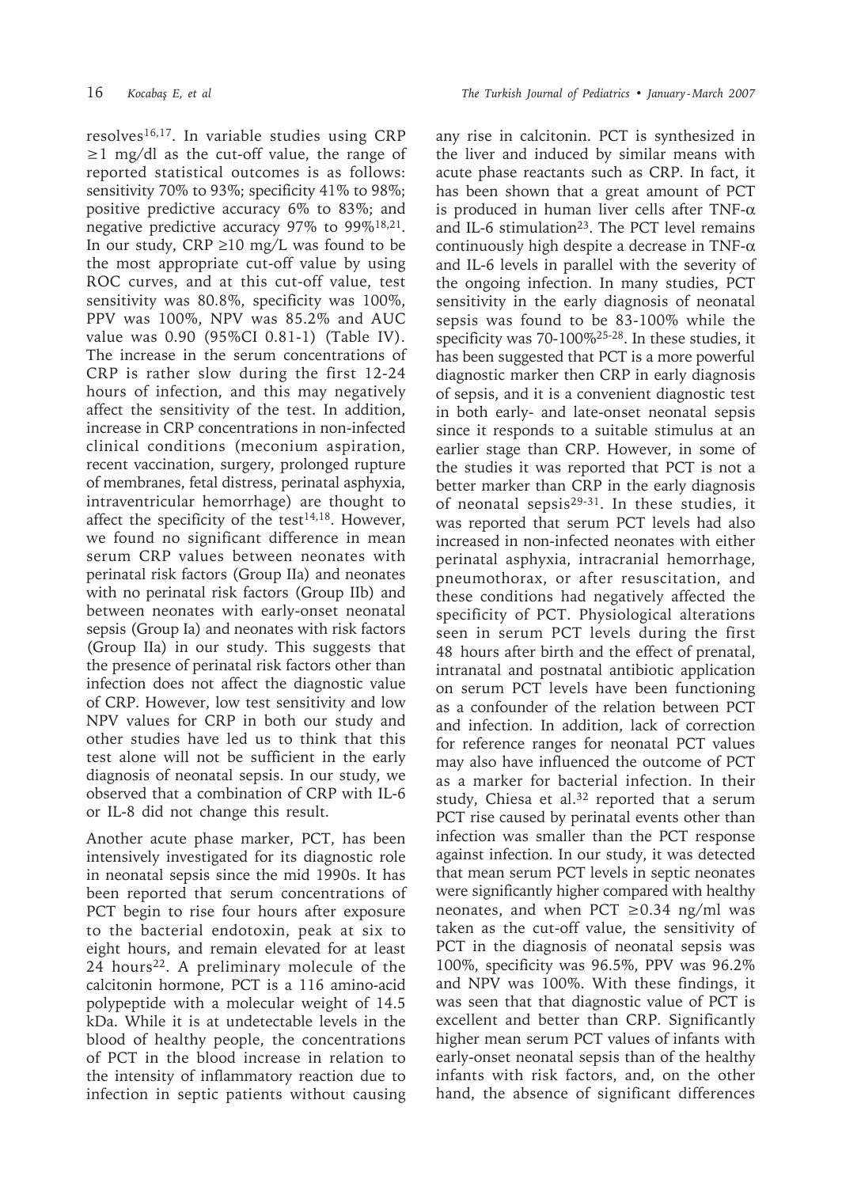resolves[16,17]. In variable studies using CRP ≥1 mg/dl as the cut-off value, the range of reported statistical outcomes is as follows: sensitivity 70% to 93%; specificity 41% to 98%; positive predictive accuracy 6% to 83%; and negative predictive accuracy 97% to 99%[18,21]. In our study, CRP ≥10 mg/L was found to be the most appropriate cut-off value by using ROC curves, and at this cut-off value, test sensitivity was 80.8%, specificity was 100%, PPV was 100%, NPV was 85.2% and AUC value was 0.90 (95%CI 0.81-1) (Table IV). The increase in the serum concentrations of CRP is rather slow during the first 12-24 hours of infection, and this may negatively affect the sensitivity of the test. In addition, increase in CRP concentrations in non-infected clinical conditions (meconium aspiration, recent vaccination, surgery, prolonged rupture of membranes, fetal distress, perinatal asphyxia, intraventricular hemorrhage) are thought to affect the specificity of the test[14,18]. However, we found no significant difference in mean serum CRP values between neonates with perinatal risk factors (Group IIa) and neonates with no perinatal risk factors (Group IIb) and between neonates with early-onset neonatal sepsis (Group Ia) and neonates with risk factors (Group IIa) in our study. This suggests that the presence of perinatal risk factors other than infection does not affect the diagnostic value of CRP. However, low test sensitivity and low NPV values for CRP in both our study and other studies have led us to think that this test alone will not be sufficient in the early diagnosis of neonatal sepsis. In our study, we observed that a combination of CRP with IL-6 or IL-8 did not change this result.

Another acute phase marker, PCT, has been intensively investigated for its diagnostic role in neonatal sepsis since the mid 1990s. It has been reported that serum concentrations of PCT begin to rise four hours after exposure to the bacterial endotoxin, peak at six to eight hours, and remain elevated for at least 24 hours[22]. A preliminary molecule of the calcitonin hormone, PCT is a 116 amino-acid polypeptide with a molecular weight of 14.5 kDa. While it is at undetectable levels in the blood of healthy people, the concentrations of PCT in the blood increase in relation to the intensity of inflammatory reaction due to infection in septic patients without causing any rise in calcitonin. PCT is synthesized in the liver and induced by similar means with acute phase reactants such as CRP. In fact, it has been shown that a great amount of PCT is produced in human liver cells after TNF-$\alpha$ and IL-6 stimulation[23]. The PCT level remains continuously high despite a decrease in TNF-$\alpha$ and IL-6 levels in parallel with the severity of the ongoing infection. In many studies, PCT sensitivity in the early diagnosis of neonatal sepsis was found to be 83-100% while the specificity was 70-100%[25-28]. In these studies, it has been suggested that PCT is a more powerful diagnostic marker then CRP in early diagnosis of sepsis, and it is a convenient diagnostic test in both early- and late-onset neonatal sepsis since it responds to a suitable stimulus at an earlier stage than CRP. However, in some of the studies it was reported that PCT is not a better marker than CRP in the early diagnosis of neonatal sepsis[29-31]. In these studies, it was reported that serum PCT levels had also increased in non-infected neonates with either perinatal asphyxia, intracranial hemorrhage, pneumothorax, or after resuscitation, and these conditions had negatively affected the specificity of PCT. Physiological alterations seen in serum PCT levels during the first 48 hours after birth and the effect of prenatal, intranatal and postnatal antibiotic application on serum PCT levels have been functioning as a confounder of the relation between PCT and infection. In addition, lack of correction for reference ranges for neonatal PCT values may also have influenced the outcome of PCT as a marker for bacterial infection. In their study, Chiesa et al.[32] reported that a serum PCT rise caused by perinatal events other than infection was smaller than the PCT response against infection. In our study, it was detected that mean serum PCT levels in septic neonates were significantly higher compared with healthy neonates, and when PCT ≥0.34 ng/ml was taken as the cut-off value, the sensitivity of PCT in the diagnosis of neonatal sepsis was 100%, specificity was 96.5%, PPV was 96.2% and NPV was 100%. With these findings, it was seen that that diagnostic value of PCT is excellent and better than CRP. Significantly higher mean serum PCT values of infants with early-onset neonatal sepsis than of the healthy infants with risk factors, and, on the other hand, the absence of significant differences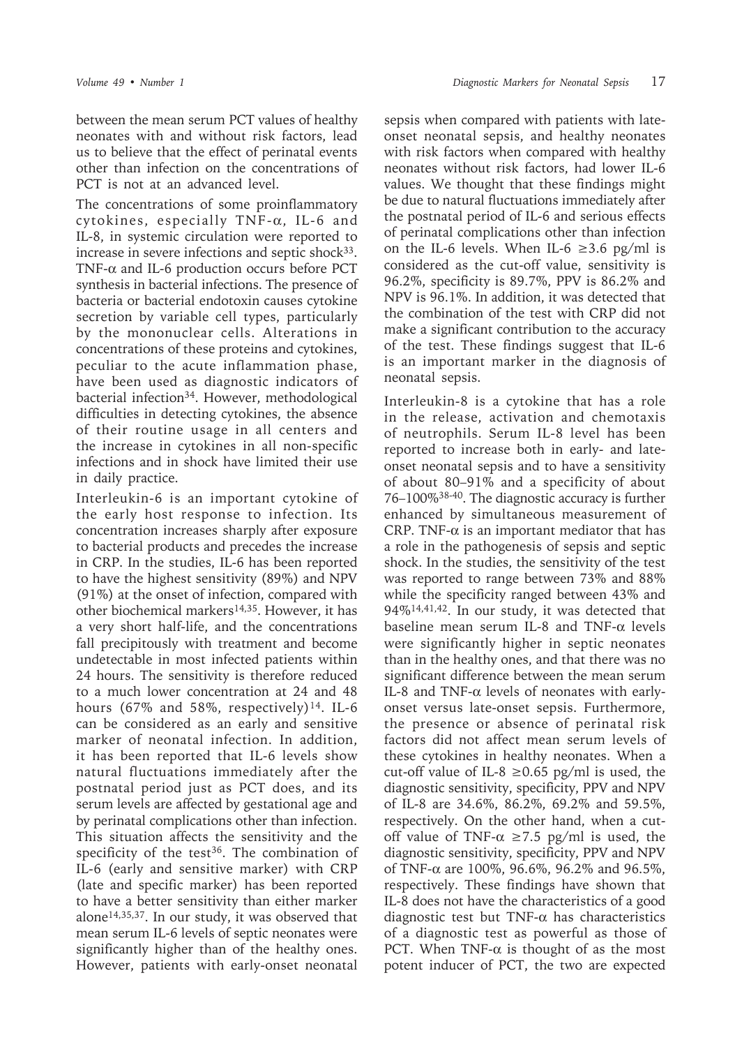between the mean serum PCT values of healthy neonates with and without risk factors, lead us to believe that the effect of perinatal events other than infection on the concentrations of PCT is not at an advanced level.

The concentrations of some proinflammatory cytokines, especially TNF-α, IL-6 and IL-8, in systemic circulation were reported to increase in severe infections and septic shock[33]. TNF-α and IL-6 production occurs before PCT synthesis in bacterial infections. The presence of bacteria or bacterial endotoxin causes cytokine secretion by variable cell types, particularly by the mononuclear cells. Alterations in concentrations of these proteins and cytokines, peculiar to the acute inflammation phase, have been used as diagnostic indicators of bacterial infection[34]. However, methodological difficulties in detecting cytokines, the absence of their routine usage in all centers and the increase in cytokines in all non-specific infections and in shock have limited their use in daily practice.

Interleukin-6 is an important cytokine of the early host response to infection. Its concentration increases sharply after exposure to bacterial products and precedes the increase in CRP. In the studies, IL-6 has been reported to have the highest sensitivity (89%) and NPV (91%) at the onset of infection, compared with other biochemical markers[14,35]. However, it has a very short half-life, and the concentrations fall precipitously with treatment and become undetectable in most infected patients within 24 hours. The sensitivity is therefore reduced to a much lower concentration at 24 and 48 hours (67% and 58%, respectively)[14]. IL-6 can be considered as an early and sensitive marker of neonatal infection. In addition, it has been reported that IL-6 levels show natural fluctuations immediately after the postnatal period just as PCT does, and its serum levels are affected by gestational age and by perinatal complications other than infection. This situation affects the sensitivity and the specificity of the test[36]. The combination of IL-6 (early and sensitive marker) with CRP (late and specific marker) has been reported to have a better sensitivity than either marker alone[14,35,37]. In our study, it was observed that mean serum IL-6 levels of septic neonates were significantly higher than of the healthy ones. However, patients with early-onset neonatal sepsis when compared with patients with late-onset neonatal sepsis, and healthy neonates with risk factors when compared with healthy neonates without risk factors, had lower IL-6 values. We thought that these findings might be due to natural fluctuations immediately after the postnatal period of IL-6 and serious effects of perinatal complications other than infection on the IL-6 levels. When IL-6 $\geq$3.6 pg/ml is considered as the cut-off value, sensitivity is 96.2%, specificity is 89.7%, PPV is 86.2% and NPV is 96.1%. In addition, it was detected that the combination of the test with CRP did not make a significant contribution to the accuracy of the test. These findings suggest that IL-6 is an important marker in the diagnosis of neonatal sepsis.

Interleukin-8 is a cytokine that has a role in the release, activation and chemotaxis of neutrophils. Serum IL-8 level has been reported to increase both in early- and late-onset neonatal sepsis and to have a sensitivity of about 80–91% and a specificity of about 76–100%[38-40]. The diagnostic accuracy is further enhanced by simultaneous measurement of CRP. TNF-α is an important mediator that has a role in the pathogenesis of sepsis and septic shock. In the studies, the sensitivity of the test was reported to range between 73% and 88% while the specificity ranged between 43% and 94%[14,41,42]. In our study, it was detected that baseline mean serum IL-8 and TNF-α levels were significantly higher in septic neonates than in the healthy ones, and that there was no significant difference between the mean serum IL-8 and TNF-α levels of neonates with early-onset versus late-onset sepsis. Furthermore, the presence or absence of perinatal risk factors did not affect mean serum levels of these cytokines in healthy neonates. When a cut-off value of IL-8 $\geq$0.65 pg/ml is used, the diagnostic sensitivity, specificity, PPV and NPV of IL-8 are 34.6%, 86.2%, 69.2% and 59.5%, respectively. On the other hand, when a cut-off value of TNF-α $\geq$7.5 pg/ml is used, the diagnostic sensitivity, specificity, PPV and NPV of TNF-α are 100%, 96.6%, 96.2% and 96.5%, respectively. These findings have shown that IL-8 does not have the characteristics of a good diagnostic test but TNF-α has characteristics of a diagnostic test as powerful as those of PCT. When TNF-α is thought of as the most potent inducer of PCT, the two are expected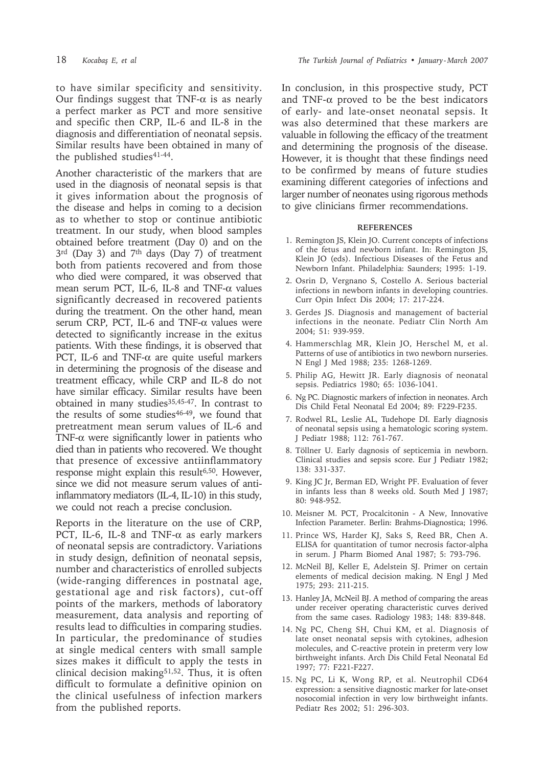to have similar specificity and sensitivity. Our findings suggest that TNF-α is as nearly a perfect marker as PCT and more sensitive and specific then CRP, IL-6 and IL-8 in the diagnosis and differentiation of neonatal sepsis. Similar results have been obtained in many of the published studies[41-44].

Another characteristic of the markers that are used in the diagnosis of neonatal sepsis is that it gives information about the prognosis of the disease and helps in coming to a decision as to whether to stop or continue antibiotic treatment. In our study, when blood samples obtained before treatment (Day 0) and on the 3rd (Day 3) and 7th days (Day 7) of treatment both from patients recovered and from those who died were compared, it was observed that mean serum PCT, IL-6, IL-8 and TNF-α values significantly decreased in recovered patients during the treatment. On the other hand, mean serum CRP, PCT, IL-6 and TNF-α values were detected to significantly increase in the exitus patients. With these findings, it is observed that PCT, IL-6 and TNF-α are quite useful markers in determining the prognosis of the disease and treatment efficacy, while CRP and IL-8 do not have similar efficacy. Similar results have been obtained in many studies[35,45-47]. In contrast to the results of some studies[46-49], we found that pretreatment mean serum values of IL-6 and TNF-α were significantly lower in patients who died than in patients who recovered. We thought that presence of excessive antiinflammatory response might explain this result[6,50]. However, since we did not measure serum values of anti-inflammatory mediators (IL-4, IL-10) in this study, we could not reach a precise conclusion.

Reports in the literature on the use of CRP, PCT, IL-6, IL-8 and TNF-α as early markers of neonatal sepsis are contradictory. Variations in study design, definition of neonatal sepsis, number and characteristics of enrolled subjects (wide-ranging differences in postnatal age, gestational age and risk factors), cut-off points of the markers, methods of laboratory measurement, data analysis and reporting of results lead to difficulties in comparing studies. In particular, the predominance of studies at single medical centers with small sample sizes makes it difficult to apply the tests in clinical decision making[51,52]. Thus, it is often difficult to formulate a definitive opinion on the clinical usefulness of infection markers from the published reports.

In conclusion, in this prospective study, PCT and TNF-α proved to be the best indicators of early- and late-onset neonatal sepsis. It was also determined that these markers are valuable in following the efficacy of the treatment and determining the prognosis of the disease. However, it is thought that these findings need to be confirmed by means of future studies examining different categories of infections and larger number of neonates using rigorous methods to give clinicians firmer recommendations.

## REFERENCES

1. Remington JS, Klein JO. Current concepts of infections of the fetus and newborn infant. In: Remington JS, Klein JO (eds). Infectious Diseases of the Fetus and Newborn Infant. Philadelphia: Saunders; 1995: 1-19.
2. Osrin D, Vergnano S, Costello A. Serious bacterial infections in newborn infants in developing countries. Curr Opin Infect Dis 2004; 17: 217-224.
3. Gerdes JS. Diagnosis and management of bacterial infections in the neonate. Pediatr Clin North Am 2004; 51: 939-959.
4. Hammerschlag MR, Klein JO, Herschel M, et al. Patterns of use of antibiotics in two newborn nurseries. N Engl J Med 1988; 235: 1268-1269.
5. Philip AG, Hewitt JR. Early diagnosis of neonatal sepsis. Pediatrics 1980; 65: 1036-1041.
6. Ng PC. Diagnostic markers of infection in neonates. Arch Dis Child Fetal Neonatal Ed 2004; 89: F229-F235.
7. Rodwel RL, Leslie AL, Tudehope DI. Early diagnosis of neonatal sepsis using a hematologic scoring system. J Pediatr 1988; 112: 761-767.
8. Töllner U. Early dagnosis of septicemia in newborn. Clinical studies and sepsis score. Eur J Pediatr 1982; 138: 331-337.
9. King JC Jr, Berman ED, Wright PF. Evaluation of fever in infants less than 8 weeks old. South Med J 1987; 80: 948-952.
10. Meisner M. PCT, Procalcitonin - A New, Innovative Infection Parameter. Berlin: Brahms-Diagnostica; 1996.
11. Prince WS, Harder KJ, Saks S, Reed BR, Chen A. ELISA for quantitation of tumor necrosis factor-alpha in serum. J Pharm Biomed Anal 1987; 5: 793-796.
12. McNeil BJ, Keller E, Adelstein SJ. Primer on certain elements of medical decision making. N Engl J Med 1975; 293: 211-215.
13. Hanley JA, McNeil BJ. A method of comparing the areas under receiver operating characteristic curves derived from the same cases. Radiology 1983; 148: 839-848.
14. Ng PC, Cheng SH, Chui KM, et al. Diagnosis of late onset neonatal sepsis with cytokines, adhesion molecules, and C-reactive protein in preterm very low birthweight infants. Arch Dis Child Fetal Neonatal Ed 1997; 77: F221-F227.
15. Ng PC, Li K, Wong RP, et al. Neutrophil CD64 expression: a sensitive diagnostic marker for late-onset nosocomial infection in very low birthweight infants. Pediatr Res 2002; 51: 296-303.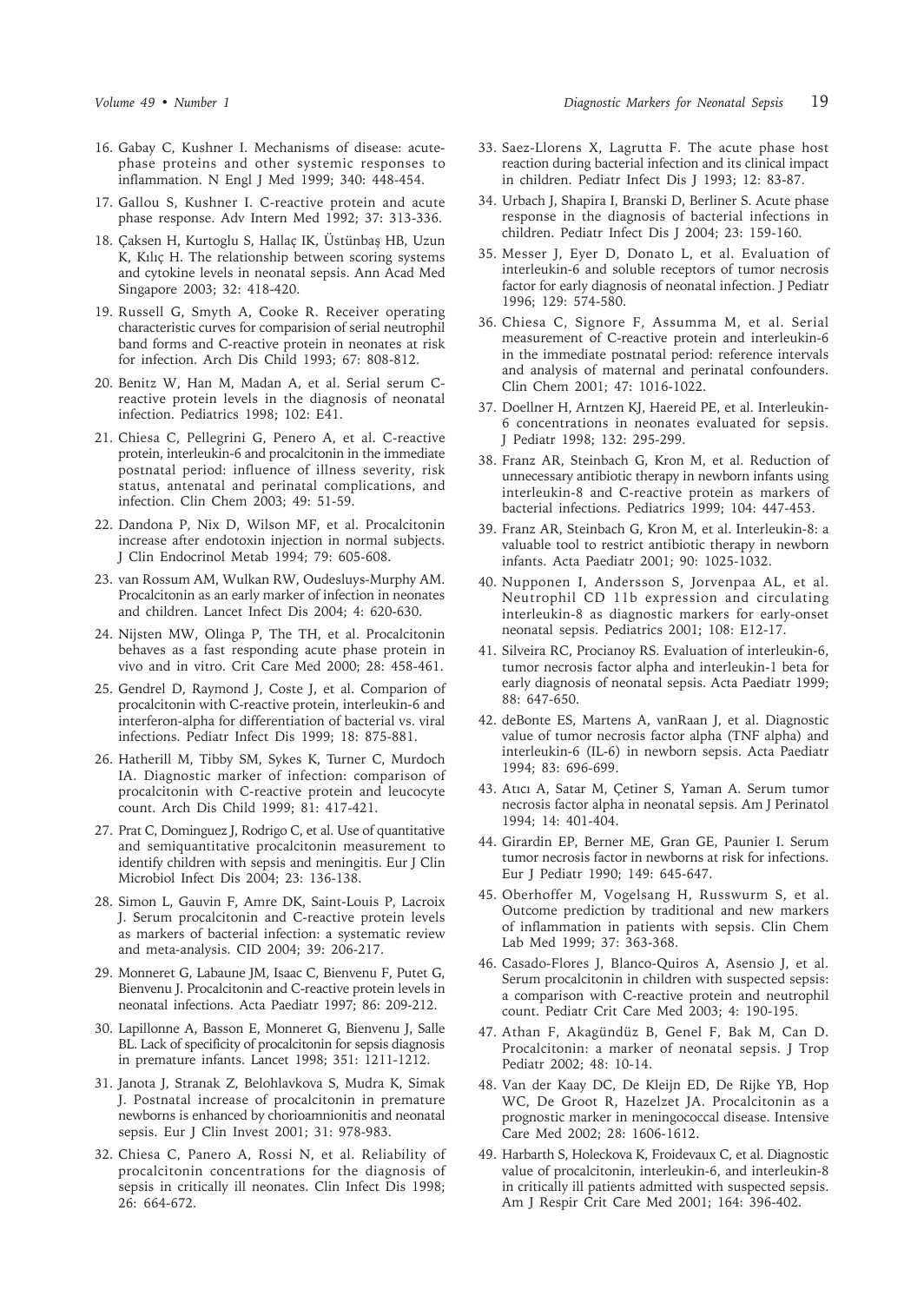16. Gabay C, Kushner I. Mechanisms of disease: acute-phase proteins and other systemic responses to inflammation. N Engl J Med 1999; 340: 448-454.

17. Gallou S, Kushner I. C-reactive protein and acute phase response. Adv Intern Med 1992; 37: 313-336.

18. Çaksen H, Kurtoglu S, Hallaç IK, Üstünbaş HB, Uzun K, Kılıç H. The relationship between scoring systems and cytokine levels in neonatal sepsis. Ann Acad Med Singapore 2003; 32: 418-420.

19. Russell G, Smyth A, Cooke R. Receiver operating characteristic curves for comparision of serial neutrophil band forms and C-reactive protein in neonates at risk for infection. Arch Dis Child 1993; 67: 808-812.

20. Benitz W, Han M, Madan A, et al. Serial serum C-reactive protein levels in the diagnosis of neonatal infection. Pediatrics 1998; 102: E41.

21. Chiesa C, Pellegrini G, Penero A, et al. C-reactive protein, interleukin-6 and procalcitonin in the immediate postnatal period: influence of illness severity, risk status, antenatal and perinatal complications, and infection. Clin Chem 2003; 49: 51-59.

22. Dandona P, Nix D, Wilson MF, et al. Procalcitonin increase after endotoxin injection in normal subjects. J Clin Endocrinol Metab 1994; 79: 605-608.

23. van Rossum AM, Wulkan RW, Oudesluys-Murphy AM. Procalcitonin as an early marker of infection in neonates and children. Lancet Infect Dis 2004; 4: 620-630.

24. Nijsten MW, Olinga P, The TH, et al. Procalcitonin behaves as a fast responding acute phase protein in vivo and in vitro. Crit Care Med 2000; 28: 458-461.

25. Gendrel D, Raymond J, Coste J, et al. Comparion of procalcitonin with C-reactive protein, interleukin-6 and interferon-alpha for differentiation of bacterial vs. viral infections. Pediatr Infect Dis 1999; 18: 875-881.

26. Hatherill M, Tibby SM, Sykes K, Turner C, Murdoch IA. Diagnostic marker of infection: comparison of procalcitonin with C-reactive protein and leucocyte count. Arch Dis Child 1999; 81: 417-421.

27. Prat C, Dominguez J, Rodrigo C, et al. Use of quantitative and semiquantitative procalcitonin measurement to identify children with sepsis and meningitis. Eur J Clin Microbiol Infect Dis 2004; 23: 136-138.

28. Simon L, Gauvin F, Amre DK, Saint-Louis P, Lacroix J. Serum procalcitonin and C-reactive protein levels as markers of bacterial infection: a systematic review and meta-analysis. CID 2004; 39: 206-217.

29. Monneret G, Labaune JM, Isaac C, Bienvenu F, Putet G, Bienvenu J. Procalcitonin and C-reactive protein levels in neonatal infections. Acta Paediatr 1997; 86: 209-212.

30. Lapillonne A, Basson E, Monneret G, Bienvenu J, Salle BL. Lack of specificity of procalcitonin for sepsis diagnosis in premature infants. Lancet 1998; 351: 1211-1212.

31. Janota J, Stranak Z, Belohlavkova S, Mudra K, Simak J. Postnatal increase of procalcitonin in premature newborns is enhanced by chorioamnionitis and neonatal sepsis. Eur J Clin Invest 2001; 31: 978-983.

32. Chiesa C, Panero A, Rossi N, et al. Reliability of procalcitonin concentrations for the diagnosis of sepsis in critically ill neonates. Clin Infect Dis 1998; 26: 664-672.

33. Saez-Llorens X, Lagrutta F. The acute phase host reaction during bacterial infection and its clinical impact in children. Pediatr Infect Dis J 1993; 12: 83-87.

34. Urbach J, Shapira I, Branski D, Berliner S. Acute phase response in the diagnosis of bacterial infections in children. Pediatr Infect Dis J 2004; 23: 159-160.

35. Messer J, Eyer D, Donato L, et al. Evaluation of interleukin-6 and soluble receptors of tumor necrosis factor for early diagnosis of neonatal infection. J Pediatr 1996; 129: 574-580.

36. Chiesa C, Signore F, Assumma M, et al. Serial measurement of C-reactive protein and interleukin-6 in the immediate postnatal period: reference intervals and analysis of maternal and perinatal confounders. Clin Chem 2001; 47: 1016-1022.

37. Doellner H, Arntzen KJ, Haereid PE, et al. Interleukin-6 concentrations in neonates evaluated for sepsis. J Pediatr 1998; 132: 295-299.

38. Franz AR, Steinbach G, Kron M, et al. Reduction of unnecessary antibiotic therapy in newborn infants using interleukin-8 and C-reactive protein as markers of bacterial infections. Pediatrics 1999; 104: 447-453.

39. Franz AR, Steinbach G, Kron M, et al. Interleukin-8: a valuable tool to restrict antibiotic therapy in newborn infants. Acta Paediatr 2001; 90: 1025-1032.

40. Nupponen I, Andersson S, Jorvenpaa AL, et al. Neutrophil CD 11b expression and circulating interleukin-8 as diagnostic markers for early-onset neonatal sepsis. Pediatrics 2001; 108: E12-17.

41. Silveira RC, Procianoy RS. Evaluation of interleukin-6, tumor necrosis factor alpha and interleukin-1 beta for early diagnosis of neonatal sepsis. Acta Paediatr 1999; 88: 647-650.

42. deBonte ES, Martens A, vanRaan J, et al. Diagnostic value of tumor necrosis factor alpha (TNF alpha) and interleukin-6 (IL-6) in newborn sepsis. Acta Paediatr 1994; 83: 696-699.

43. Atıcı A, Satar M, Çetiner S, Yaman A. Serum tumor necrosis factor alpha in neonatal sepsis. Am J Perinatol 1994; 14: 401-404.

44. Girardin EP, Berner ME, Gran GE, Paunier I. Serum tumor necrosis factor in newborns at risk for infections. Eur J Pediatr 1990; 149: 645-647.

45. Oberhoffer M, Vogelsang H, Russwurm S, et al. Outcome prediction by traditional and new markers of inflammation in patients with sepsis. Clin Chem Lab Med 1999; 37: 363-368.

46. Casado-Flores J, Blanco-Quiros A, Asensio J, et al. Serum procalcitonin in children with suspected sepsis: a comparison with C-reactive protein and neutrophil count. Pediatr Crit Care Med 2003; 4: 190-195.

47. Athan F, Akagündüz B, Genel F, Bak M, Can D. Procalcitonin: a marker of neonatal sepsis. J Trop Pediatr 2002; 48: 10-14.

48. Van der Kaay DC, De Kleijn ED, De Rijke YB, Hop WC, De Groot R, Hazelzet JA. Procalcitonin as a prognostic marker in meningococcal disease. Intensive Care Med 2002; 28: 1606-1612.

49. Harbarth S, Holeckova K, Froidevaux C, et al. Diagnostic value of procalcitonin, interleukin-6, and interleukin-8 in critically ill patients admitted with suspected sepsis. Am J Respir Crit Care Med 2001; 164: 396-402.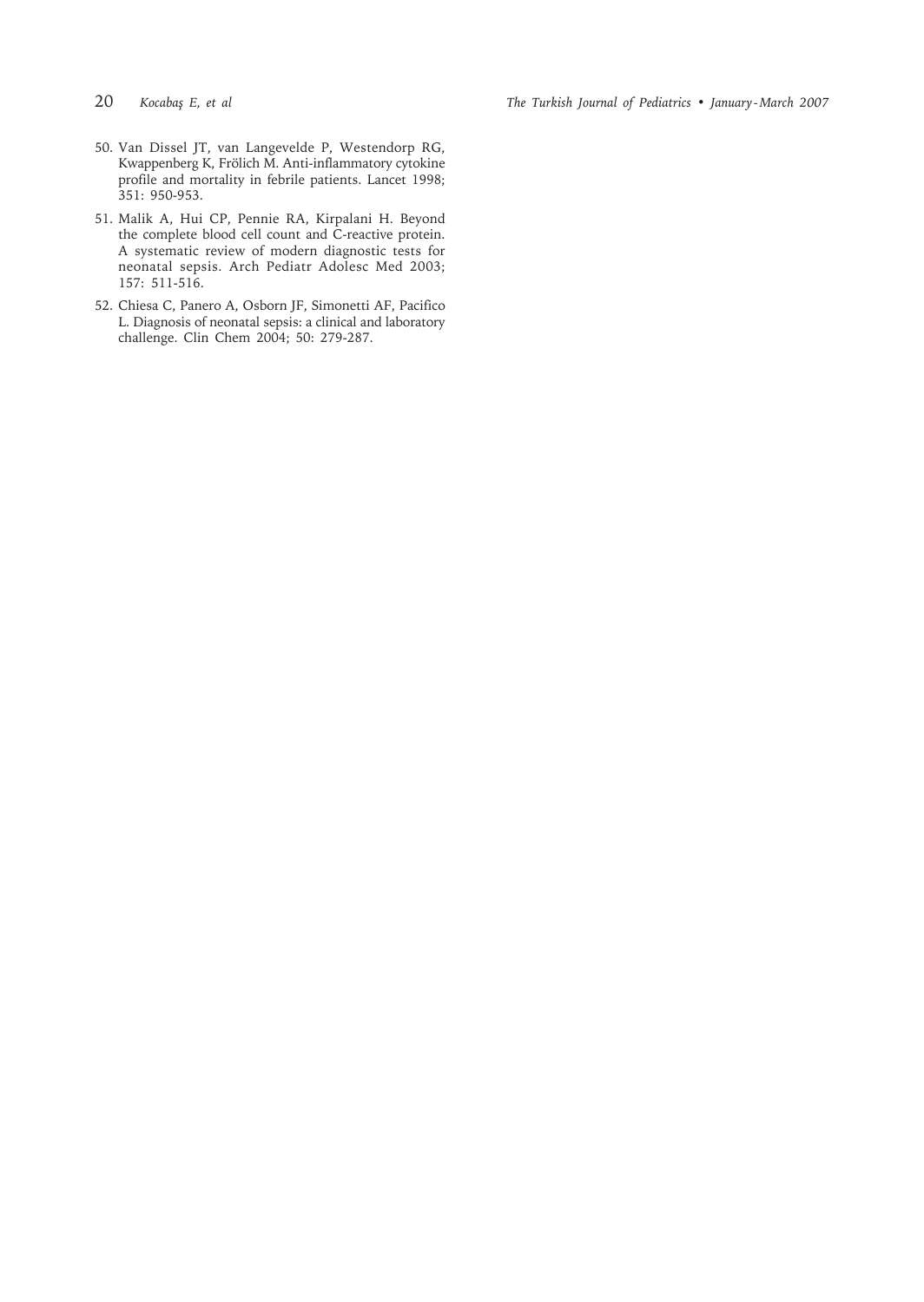50. Van Dissel JT, van Langevelde P, Westendorp RG, Kwappenberg K, Frölich M. Anti-inflammatory cytokine profile and mortality in febrile patients. Lancet 1998; 351: 950-953.
51. Malik A, Hui CP, Pennie RA, Kirpalani H. Beyond the complete blood cell count and C-reactive protein. A systematic review of modern diagnostic tests for neonatal sepsis. Arch Pediatr Adolesc Med 2003; 157: 511-516.
52. Chiesa C, Panero A, Osborn JF, Simonetti AF, Pacifico L. Diagnosis of neonatal sepsis: a clinical and laboratory challenge. Clin Chem 2004; 50: 279-287.